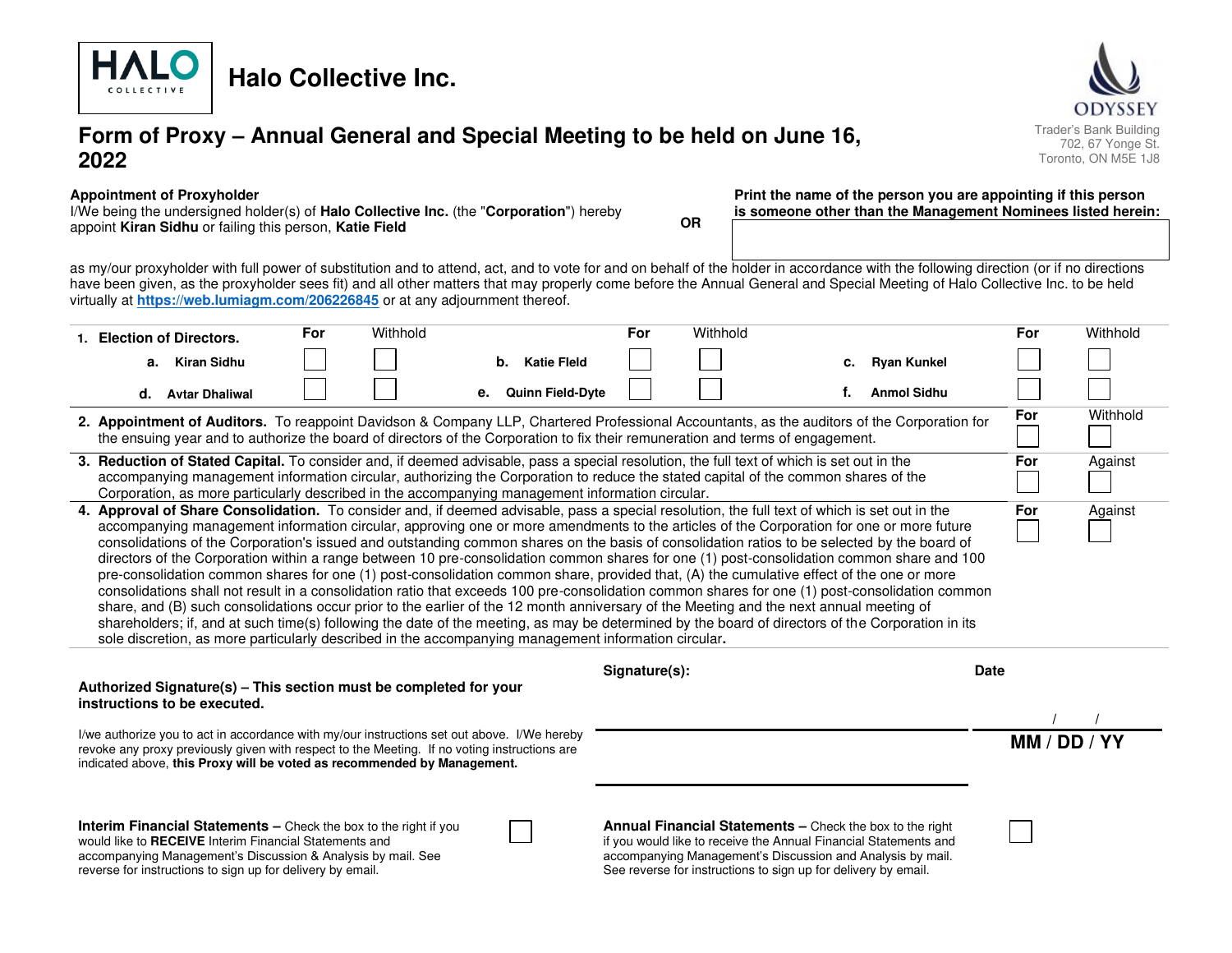# Halo Collective Inc.

ODYSSEY
Trader's Bank Building
702, 67 Yonge St.
Toronto, ON M5E 1J8

## Form of Proxy – Annual General and Special Meeting to be held on June 16, 2022

**Appointment of Proxyholder**
I/We being the undersigned holder(s) of **Halo Collective Inc.** (the "**Corporation**") hereby appoint **Kiran Sidhu** or failing this person, **Katie Field**

**OR**

**Print the name of the person you are appointing if this person is someone other than the Management Nominees listed herein:**

as my/our proxyholder with full power of substitution and to attend, act, and to vote for and on behalf of the holder in accordance with the following direction (or if no directions have been given, as the proxyholder sees fit) and all other matters that may properly come before the Annual General and Special Meeting of Halo Collective Inc. to be held virtually at **https://web.lumiagm.com/206226845** or at any adjournment thereof.

**1. Election of Directors.**

| Nominee | For | Withhold | Nominee | For | Withhold | Nominee | For | Withhold |
|---|---|---|---|---|---|---|---|---|
| **a. Kiran Sidhu** | ☐ | ☐ | **b. Katie Fleld** | ☐ | ☐ | **c. Ryan Kunkel** | ☐ | ☐ |
| **d. Avtar Dhaliwal** | ☐ | ☐ | **e. Quinn Field-Dyte** | ☐ | ☐ | **f. Anmol Sidhu** | ☐ | ☐ |

| Resolution | For | Withhold / Against |
|---|---|---|
| **2. Appointment of Auditors.** To reappoint Davidson & Company LLP, Chartered Professional Accountants, as the auditors of the Corporation for the ensuing year and to authorize the board of directors of the Corporation to fix their remuneration and terms of engagement. | ☐ For | ☐ Withhold |
| **3. Reduction of Stated Capital.** To consider and, if deemed advisable, pass a special resolution, the full text of which is set out in the accompanying management information circular, authorizing the Corporation to reduce the stated capital of the common shares of the Corporation, as more particularly described in the accompanying management information circular. | ☐ For | ☐ Against |
| **4. Approval of Share Consolidation.** To consider and, if deemed advisable, pass a special resolution, the full text of which is set out in the accompanying management information circular, approving one or more amendments to the articles of the Corporation for one or more future consolidations of the Corporation's issued and outstanding common shares on the basis of consolidation ratios to be selected by the board of directors of the Corporation within a range between 10 pre-consolidation common shares for one (1) post-consolidation common share and 100 pre-consolidation common shares for one (1) post-consolidation common share, provided that, (A) the cumulative effect of the one or more consolidations shall not result in a consolidation ratio that exceeds 100 pre-consolidation common shares for one (1) post-consolidation common share, and (B) such consolidations occur prior to the earlier of the 12 month anniversary of the Meeting and the next annual meeting of shareholders; if, and at such time(s) following the date of the meeting, as may be determined by the board of directors of the Corporation in its sole discretion, as more particularly described in the accompanying management information circular**.** | ☐ For | ☐ Against |

**Authorized Signature(s) – This section must be completed for your instructions to be executed.**

I/we authorize you to act in accordance with my/our instructions set out above. I/We hereby revoke any proxy previously given with respect to the Meeting. If no voting instructions are indicated above, **this Proxy will be voted as recommended by Management.**

**Signature(s):** ______________________

**Date** ___ / ___ / ___
**MM / DD / YY**

**Interim Financial Statements –** Check the box to the right if you would like to **RECEIVE** Interim Financial Statements and accompanying Management's Discussion & Analysis by mail. See reverse for instructions to sign up for delivery by email. ☐

**Annual Financial Statements –** Check the box to the right if you would like to receive the Annual Financial Statements and accompanying Management's Discussion and Analysis by mail. See reverse for instructions to sign up for delivery by email. ☐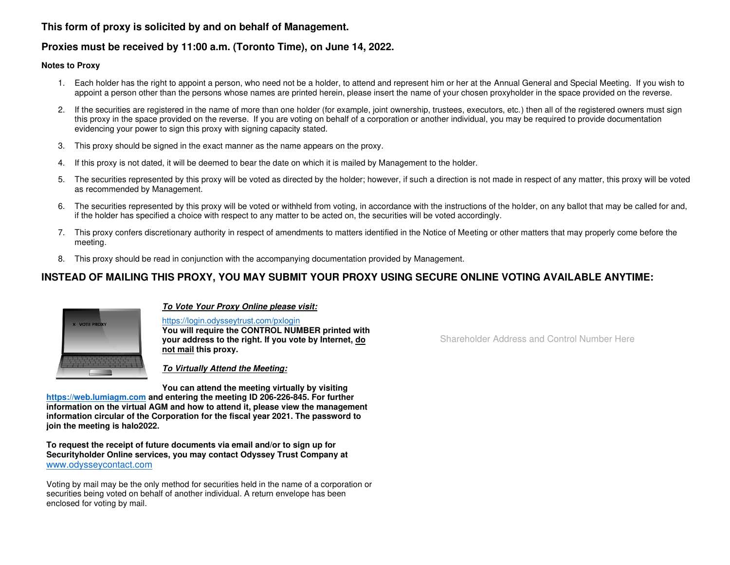**This form of proxy is solicited by and on behalf of Management.**

**Proxies must be received by 11:00 a.m. (Toronto Time), on June 14, 2022.**

**Notes to Proxy**

1. Each holder has the right to appoint a person, who need not be a holder, to attend and represent him or her at the Annual General and Special Meeting. If you wish to appoint a person other than the persons whose names are printed herein, please insert the name of your chosen proxyholder in the space provided on the reverse.
2. If the securities are registered in the name of more than one holder (for example, joint ownership, trustees, executors, etc.) then all of the registered owners must sign this proxy in the space provided on the reverse. If you are voting on behalf of a corporation or another individual, you may be required to provide documentation evidencing your power to sign this proxy with signing capacity stated.
3. This proxy should be signed in the exact manner as the name appears on the proxy.
4. If this proxy is not dated, it will be deemed to bear the date on which it is mailed by Management to the holder.
5. The securities represented by this proxy will be voted as directed by the holder; however, if such a direction is not made in respect of any matter, this proxy will be voted as recommended by Management.
6. The securities represented by this proxy will be voted or withheld from voting, in accordance with the instructions of the holder, on any ballot that may be called for and, if the holder has specified a choice with respect to any matter to be acted on, the securities will be voted accordingly.
7. This proxy confers discretionary authority in respect of amendments to matters identified in the Notice of Meeting or other matters that may properly come before the meeting.
8. This proxy should be read in conjunction with the accompanying documentation provided by Management.

## INSTEAD OF MAILING THIS PROXY, YOU MAY SUBMIT YOUR PROXY USING SECURE ONLINE VOTING AVAILABLE ANYTIME:

***To Vote Your Proxy Online please visit:***

https://login.odysseytrust.com/pxlogin

**You will require the CONTROL NUMBER printed with your address to the right. If you vote by Internet, do not mail this proxy.**

***To Virtually Attend the Meeting:***

**You can attend the meeting virtually by visiting https://web.lumiagm.com and entering the meeting ID 206-226-845. For further information on the virtual AGM and how to attend it, please view the management information circular of the Corporation for the fiscal year 2021. The password to join the meeting is halo2022.**

**To request the receipt of future documents via email and/or to sign up for Securityholder Online services, you may contact Odyssey Trust Company at** www.odysseycontact.com

Voting by mail may be the only method for securities held in the name of a corporation or securities being voted on behalf of another individual. A return envelope has been enclosed for voting by mail.

Shareholder Address and Control Number Here